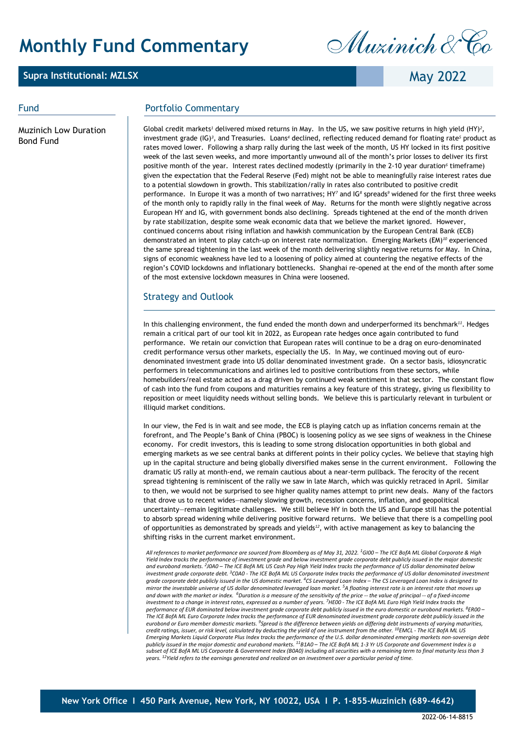# Monthly Fund Commentary

Muzinich & Co

## Supra Institutional: MZLSX

May 2022

## Fund

Muzinich Low Duration Bond Fund

## Portfolio Commentary

Global credit markets[1] delivered mixed returns in May. In the US, we saw positive returns in high yield (HY)[2], investment grade (IG)[3], and Treasuries. Loans[4] declined, reflecting reduced demand for floating rate[5] product as rates moved lower. Following a sharp rally during the last week of the month, US HY locked in its first positive week of the last seven weeks, and more importantly unwound all of the month's prior losses to deliver its first positive month of the year. Interest rates declined modestly (primarily in the 2-10 year duration[6] timeframe) given the expectation that the Federal Reserve (Fed) might not be able to meaningfully raise interest rates due to a potential slowdown in growth. This stabilization/rally in rates also contributed to positive credit performance. In Europe it was a month of two narratives; HY[7] and IG[8] spreads[9] widened for the first three weeks of the month only to rapidly rally in the final week of May. Returns for the month were slightly negative across European HY and IG, with government bonds also declining. Spreads tightened at the end of the month driven by rate stabilization, despite some weak economic data that we believe the market ignored. However, continued concerns about rising inflation and hawkish communication by the European Central Bank (ECB) demonstrated an intent to play catch-up on interest rate normalization. Emerging Markets (EM)[10] experienced the same spread tightening in the last week of the month delivering slightly negative returns for May. In China, signs of economic weakness have led to a loosening of policy aimed at countering the negative effects of the region's COVID lockdowns and inflationary bottlenecks. Shanghai re-opened at the end of the month after some of the most extensive lockdown measures in China were loosened.

## Strategy and Outlook

In this challenging environment, the fund ended the month down and underperformed its benchmark[11]. Hedges remain a critical part of our tool kit in 2022, as European rate hedges once again contributed to fund performance. We retain our conviction that European rates will continue to be a drag on euro-denominated credit performance versus other markets, especially the US. In May, we continued moving out of euro-denominated investment grade into US dollar denominated investment grade. On a sector basis, idiosyncratic performers in telecommunications and airlines led to positive contributions from these sectors, while homebuilders/real estate acted as a drag driven by continued weak sentiment in that sector. The constant flow of cash into the fund from coupons and maturities remains a key feature of this strategy, giving us flexibility to reposition or meet liquidity needs without selling bonds. We believe this is particularly relevant in turbulent or illiquid market conditions.

In our view, the Fed is in wait and see mode, the ECB is playing catch up as inflation concerns remain at the forefront, and The People's Bank of China (PBOC) is loosening policy as we see signs of weakness in the Chinese economy. For credit investors, this is leading to some strong dislocation opportunities in both global and emerging markets as we see central banks at different points in their policy cycles. We believe that staying high up in the capital structure and being globally diversified makes sense in the current environment. Following the dramatic US rally at month-end, we remain cautious about a near-term pullback. The ferocity of the recent spread tightening is reminiscent of the rally we saw in late March, which was quickly retraced in April. Similar to then, we would not be surprised to see higher quality names attempt to print new deals. Many of the factors that drove us to recent wides—namely slowing growth, recession concerns, inflation, and geopolitical uncertainty—remain legitimate challenges. We still believe HY in both the US and Europe still has the potential to absorb spread widening while delivering positive forward returns. We believe that there is a compelling pool of opportunities as demonstrated by spreads and yields[12], with active management as key to balancing the shifting risks in the current market environment.

*All references to market performance are sourced from Bloomberg as of May 31, 2022. [1]GI00 – The ICE BofA ML Global Corporate & High Yield Index tracks the performance of investment grade and below investment grade corporate debt publicly issued in the major domestic and eurobond markets. [2]J0A0 – The ICE BofA ML US Cash Pay High Yield Index tracks the performance of US dollar denominated below investment grade corporate debt. [3]C0A0 - The ICE BofA ML US Corporate Index tracks the performance of US dollar denominated investment grade corporate debt publicly issued in the US domestic market. [4]CS Leveraged Loan Index – The CS Leveraged Loan Index is designed to mirror the investable universe of US dollar denominated leveraged loan market. [5]A floating interest rate is an interest rate that moves up and down with the market or index. [6]Duration is a measure of the sensitivity of the price -- the value of principal -- of a fixed-income investment to a change in interest rates, expressed as a number of years. [7]HE00 - The ICE BofA ML Euro High Yield Index tracks the performance of EUR dominated below investment grade corporate debt publicly issued in the euro domestic or eurobond markets. [8]ER00 – The ICE BofA ML Euro Corporate Index tracks the performance of EUR denominated investment grade corporate debt publicly issued in the eurobond or Euro member domestic markets. [9]Spread is the difference between yields on differing debt instruments of varying maturities, credit ratings, issuer, or risk level, calculated by deducting the yield of one instrument from the other. [10]EMCL - The ICE BofA ML US Emerging Markets Liquid Corporate Plus Index tracks the performance of the U.S. dollar denominated emerging markets non-sovereign debt publicly issued in the major domestic and eurobond markets. [11]B1A0 – The ICE BofA ML 1-3 Yr US Corporate and Government Index is a subset of ICE BofA ML US Corporate & Government Index (B0A0) including all securities with a remaining term to final maturity less than 3 years. [12]Yield refers to the earnings generated and realized on an investment over a particular period of time.*

New York Office I 450 Park Avenue, New York, NY 10022, USA I P. 1-855-Muzinich (689-4642)

2022-06-14-8815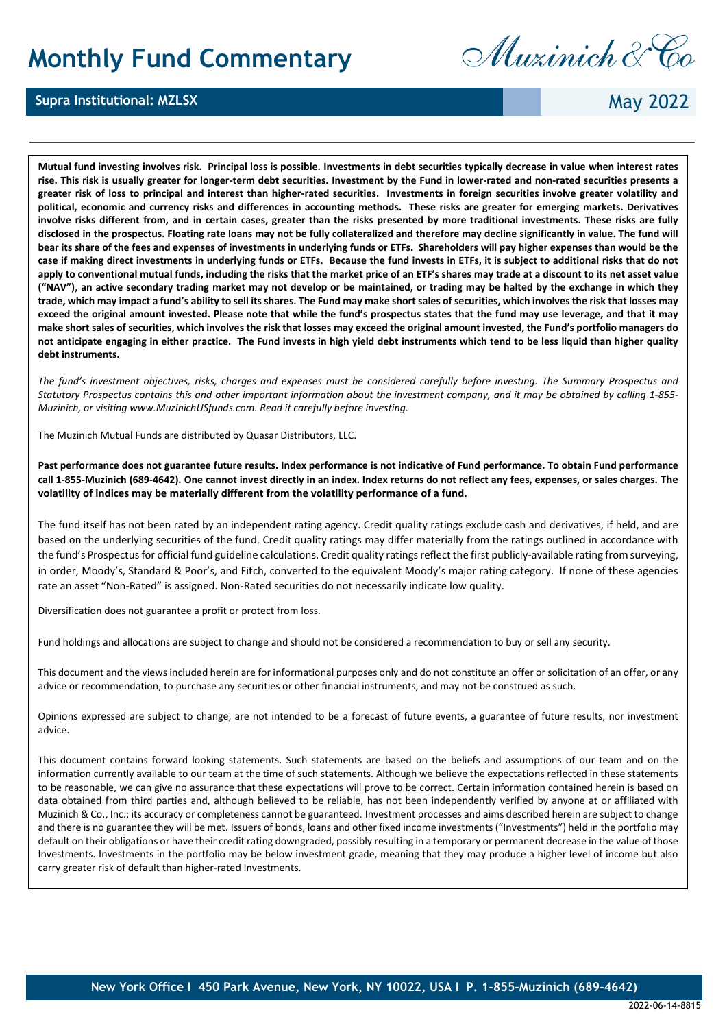**Mutual fund investing involves risk. Principal loss is possible. Investments in debt securities typically decrease in value when interest rates rise. This risk is usually greater for longer-term debt securities. Investment by the Fund in lower-rated and non-rated securities presents a greater risk of loss to principal and interest than higher-rated securities. Investments in foreign securities involve greater volatility and political, economic and currency risks and differences in accounting methods. These risks are greater for emerging markets. Derivatives involve risks different from, and in certain cases, greater than the risks presented by more traditional investments. These risks are fully disclosed in the prospectus. Floating rate loans may not be fully collateralized and therefore may decline significantly in value. The fund will bear its share of the fees and expenses of investments in underlying funds or ETFs. Shareholders will pay higher expenses than would be the case if making direct investments in underlying funds or ETFs. Because the fund invests in ETFs, it is subject to additional risks that do not apply to conventional mutual funds, including the risks that the market price of an ETF's shares may trade at a discount to its net asset value ("NAV"), an active secondary trading market may not develop or be maintained, or trading may be halted by the exchange in which they trade, which may impact a fund's ability to sell its shares. The Fund may make short sales of securities, which involves the risk that losses may exceed the original amount invested. Please note that while the fund's prospectus states that the fund may use leverage, and that it may make short sales of securities, which involves the risk that losses may exceed the original amount invested, the Fund's portfolio managers do not anticipate engaging in either practice. The Fund invests in high yield debt instruments which tend to be less liquid than higher quality debt instruments.**

*The fund's investment objectives, risks, charges and expenses must be considered carefully before investing. The Summary Prospectus and Statutory Prospectus contains this and other important information about the investment company, and it may be obtained by calling 1-855-Muzinich, or visiting www.MuzinichUSfunds.com. Read it carefully before investing.*

The Muzinich Mutual Funds are distributed by Quasar Distributors, LLC.

**Past performance does not guarantee future results. Index performance is not indicative of Fund performance. To obtain Fund performance call 1-855-Muzinich (689-4642). One cannot invest directly in an index. Index returns do not reflect any fees, expenses, or sales charges. The volatility of indices may be materially different from the volatility performance of a fund.**

The fund itself has not been rated by an independent rating agency. Credit quality ratings exclude cash and derivatives, if held, and are based on the underlying securities of the fund. Credit quality ratings may differ materially from the ratings outlined in accordance with the fund's Prospectus for official fund guideline calculations. Credit quality ratings reflect the first publicly-available rating from surveying, in order, Moody's, Standard & Poor's, and Fitch, converted to the equivalent Moody's major rating category. If none of these agencies rate an asset "Non-Rated" is assigned. Non-Rated securities do not necessarily indicate low quality.

Diversification does not guarantee a profit or protect from loss.

Fund holdings and allocations are subject to change and should not be considered a recommendation to buy or sell any security.

This document and the views included herein are for informational purposes only and do not constitute an offer or solicitation of an offer, or any advice or recommendation, to purchase any securities or other financial instruments, and may not be construed as such.

Opinions expressed are subject to change, are not intended to be a forecast of future events, a guarantee of future results, nor investment advice.

This document contains forward looking statements. Such statements are based on the beliefs and assumptions of our team and on the information currently available to our team at the time of such statements. Although we believe the expectations reflected in these statements to be reasonable, we can give no assurance that these expectations will prove to be correct. Certain information contained herein is based on data obtained from third parties and, although believed to be reliable, has not been independently verified by anyone at or affiliated with Muzinich & Co., Inc.; its accuracy or completeness cannot be guaranteed. Investment processes and aims described herein are subject to change and there is no guarantee they will be met. Issuers of bonds, loans and other fixed income investments ("Investments") held in the portfolio may default on their obligations or have their credit rating downgraded, possibly resulting in a temporary or permanent decrease in the value of those Investments. Investments in the portfolio may be below investment grade, meaning that they may produce a higher level of income but also carry greater risk of default than higher-rated Investments.

**New York Office I 450 Park Avenue, New York, NY 10022, USA I P. 1-855-Muzinich (689-4642)**

2022-06-14-8815